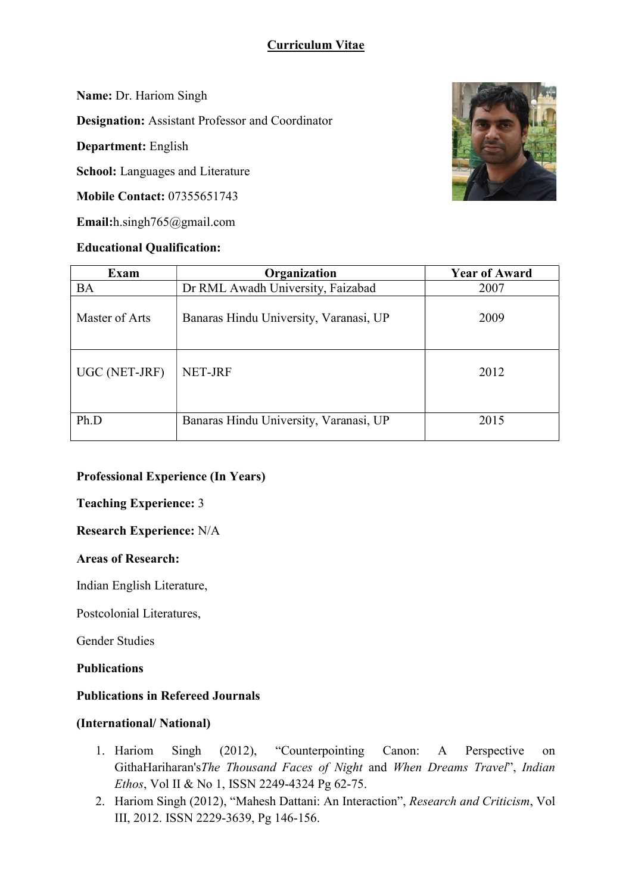# Curriculum Vitae

**Name:** Dr. Hariom Singh

**Designation:** Assistant Professor and Coordinator

**Department:** English

**School:** Languages and Literature

**Mobile Contact:** 07355651743

**Email:**h.singh765@gmail.com

**Educational Qualification:**

| Exam | Organization | Year of Award |
|---|---|---|
| BA | Dr RML Awadh University, Faizabad | 2007 |
| Master of Arts | Banaras Hindu University, Varanasi, UP | 2009 |
| UGC (NET-JRF) | NET-JRF | 2012 |
| Ph.D | Banaras Hindu University, Varanasi, UP | 2015 |

**Professional Experience (In Years)**

**Teaching Experience:** 3

**Research Experience:** N/A

**Areas of Research:**

Indian English Literature,

Postcolonial Literatures,

Gender Studies

**Publications**

**Publications in Refereed Journals**

**(International/ National)**

1. Hariom Singh (2012), "Counterpointing Canon: A Perspective on GithaHariharan's*The Thousand Faces of Night* and *When Dreams Travel*", *Indian Ethos*, Vol II & No 1, ISSN 2249-4324 Pg 62-75.
2. Hariom Singh (2012), "Mahesh Dattani: An Interaction", *Research and Criticism*, Vol III, 2012. ISSN 2229-3639, Pg 146-156.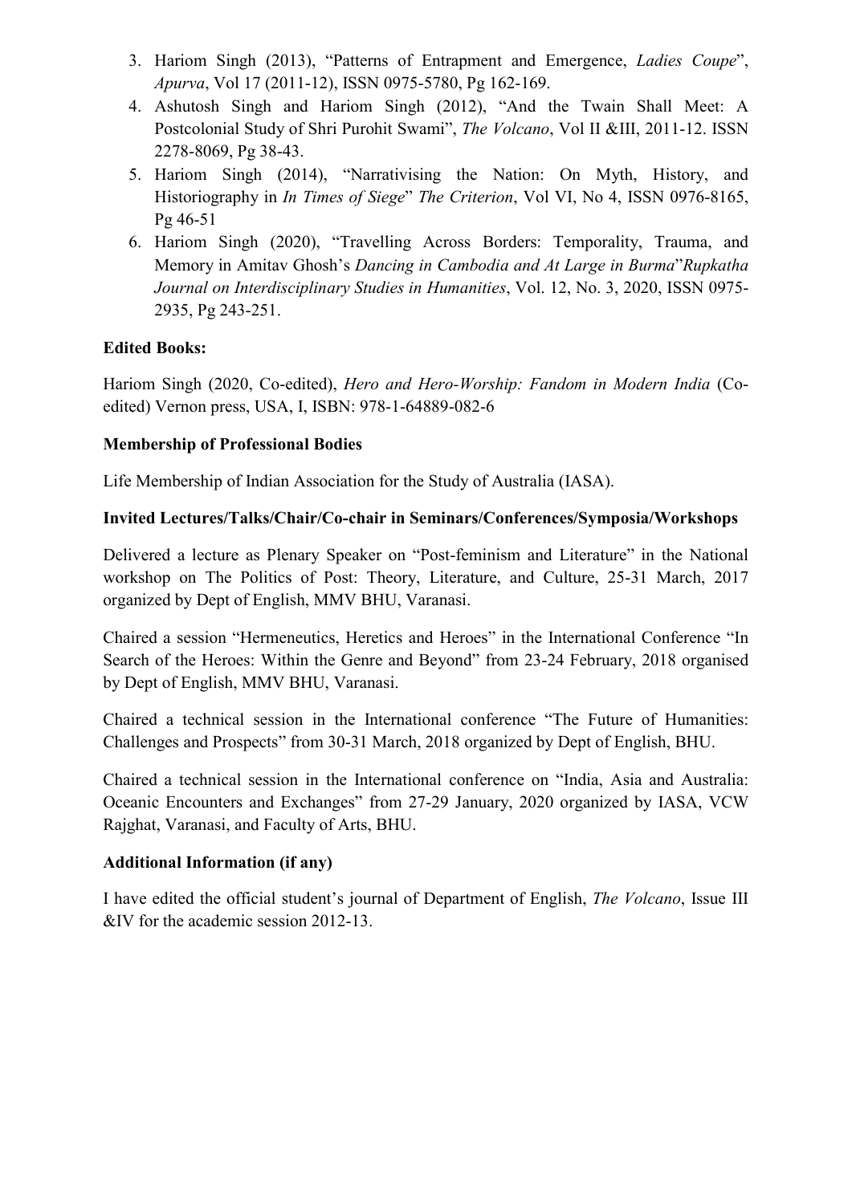3. Hariom Singh (2013), "Patterns of Entrapment and Emergence, *Ladies Coupe*", *Apurva*, Vol 17 (2011-12), ISSN 0975-5780, Pg 162-169.
4. Ashutosh Singh and Hariom Singh (2012), "And the Twain Shall Meet: A Postcolonial Study of Shri Purohit Swami", *The Volcano*, Vol II &III, 2011-12. ISSN 2278-8069, Pg 38-43.
5. Hariom Singh (2014), "Narrativising the Nation: On Myth, History, and Historiography in *In Times of Siege*" *The Criterion*, Vol VI, No 4, ISSN 0976-8165, Pg 46-51
6. Hariom Singh (2020), "Travelling Across Borders: Temporality, Trauma, and Memory in Amitav Ghosh's *Dancing in Cambodia and At Large in Burma*"*Rupkatha Journal on Interdisciplinary Studies in Humanities*, Vol. 12, No. 3, 2020, ISSN 0975-2935, Pg 243-251.

**Edited Books:**

Hariom Singh (2020, Co-edited), *Hero and Hero-Worship: Fandom in Modern India* (Co-edited) Vernon press, USA, I, ISBN: 978-1-64889-082-6

**Membership of Professional Bodies**

Life Membership of Indian Association for the Study of Australia (IASA).

**Invited Lectures/Talks/Chair/Co-chair in Seminars/Conferences/Symposia/Workshops**

Delivered a lecture as Plenary Speaker on "Post-feminism and Literature" in the National workshop on The Politics of Post: Theory, Literature, and Culture, 25-31 March, 2017 organized by Dept of English, MMV BHU, Varanasi.

Chaired a session "Hermeneutics, Heretics and Heroes" in the International Conference "In Search of the Heroes: Within the Genre and Beyond" from 23-24 February, 2018 organised by Dept of English, MMV BHU, Varanasi.

Chaired a technical session in the International conference "The Future of Humanities: Challenges and Prospects" from 30-31 March, 2018 organized by Dept of English, BHU.

Chaired a technical session in the International conference on "India, Asia and Australia: Oceanic Encounters and Exchanges" from 27-29 January, 2020 organized by IASA, VCW Rajghat, Varanasi, and Faculty of Arts, BHU.

**Additional Information (if any)**

I have edited the official student's journal of Department of English, *The Volcano*, Issue III &IV for the academic session 2012-13.